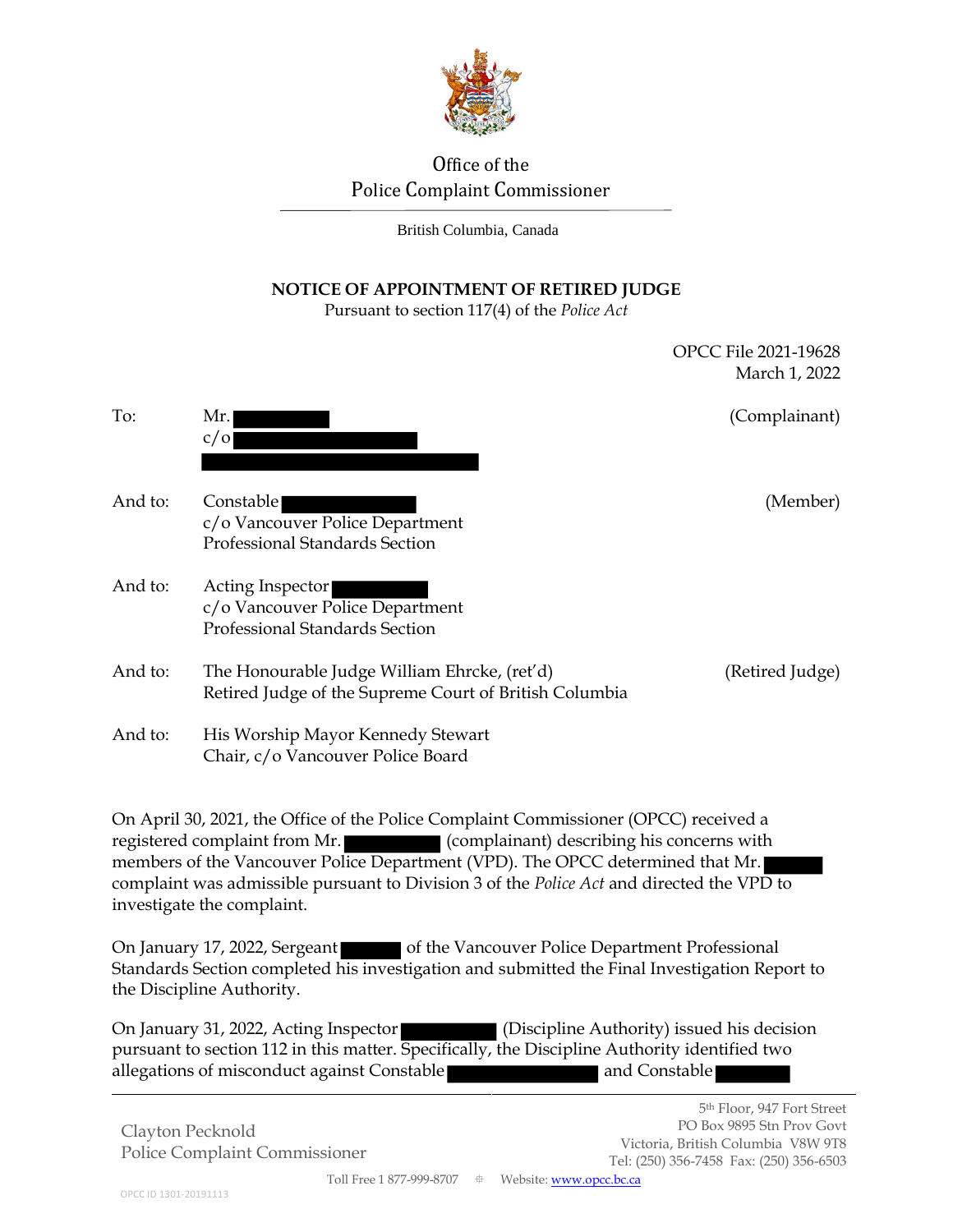Office of the
Police Complaint Commissioner

British Columbia, Canada

# NOTICE OF APPOINTMENT OF RETIRED JUDGE

Pursuant to section 117(4) of the *Police Act*

OPCC File 2021-19628
March 1, 2022

To: Mr. [redacted] (Complainant)
c/o [redacted]
[redacted]

And to: Constable [redacted] (Member)
c/o Vancouver Police Department
Professional Standards Section

And to: Acting Inspector [redacted]
c/o Vancouver Police Department
Professional Standards Section

And to: The Honourable Judge William Ehrcke, (ret'd) (Retired Judge)
Retired Judge of the Supreme Court of British Columbia

And to: His Worship Mayor Kennedy Stewart
Chair, c/o Vancouver Police Board

On April 30, 2021, the Office of the Police Complaint Commissioner (OPCC) received a registered complaint from Mr. [redacted] (complainant) describing his concerns with members of the Vancouver Police Department (VPD). The OPCC determined that Mr. [redacted] complaint was admissible pursuant to Division 3 of the *Police Act* and directed the VPD to investigate the complaint.

On January 17, 2022, Sergeant [redacted] of the Vancouver Police Department Professional Standards Section completed his investigation and submitted the Final Investigation Report to the Discipline Authority.

On January 31, 2022, Acting Inspector [redacted] (Discipline Authority) issued his decision pursuant to section 112 in this matter. Specifically, the Discipline Authority identified two allegations of misconduct against Constable [redacted] and Constable [redacted]

Clayton Pecknold
Police Complaint Commissioner

5th Floor, 947 Fort Street
PO Box 9895 Stn Prov Govt
Victoria, British Columbia V8W 9T8
Tel: (250) 356-7458 Fax: (250) 356-6503

Toll Free 1 877-999-8707 Website: www.opcc.bc.ca

OPCC ID 1301-20191113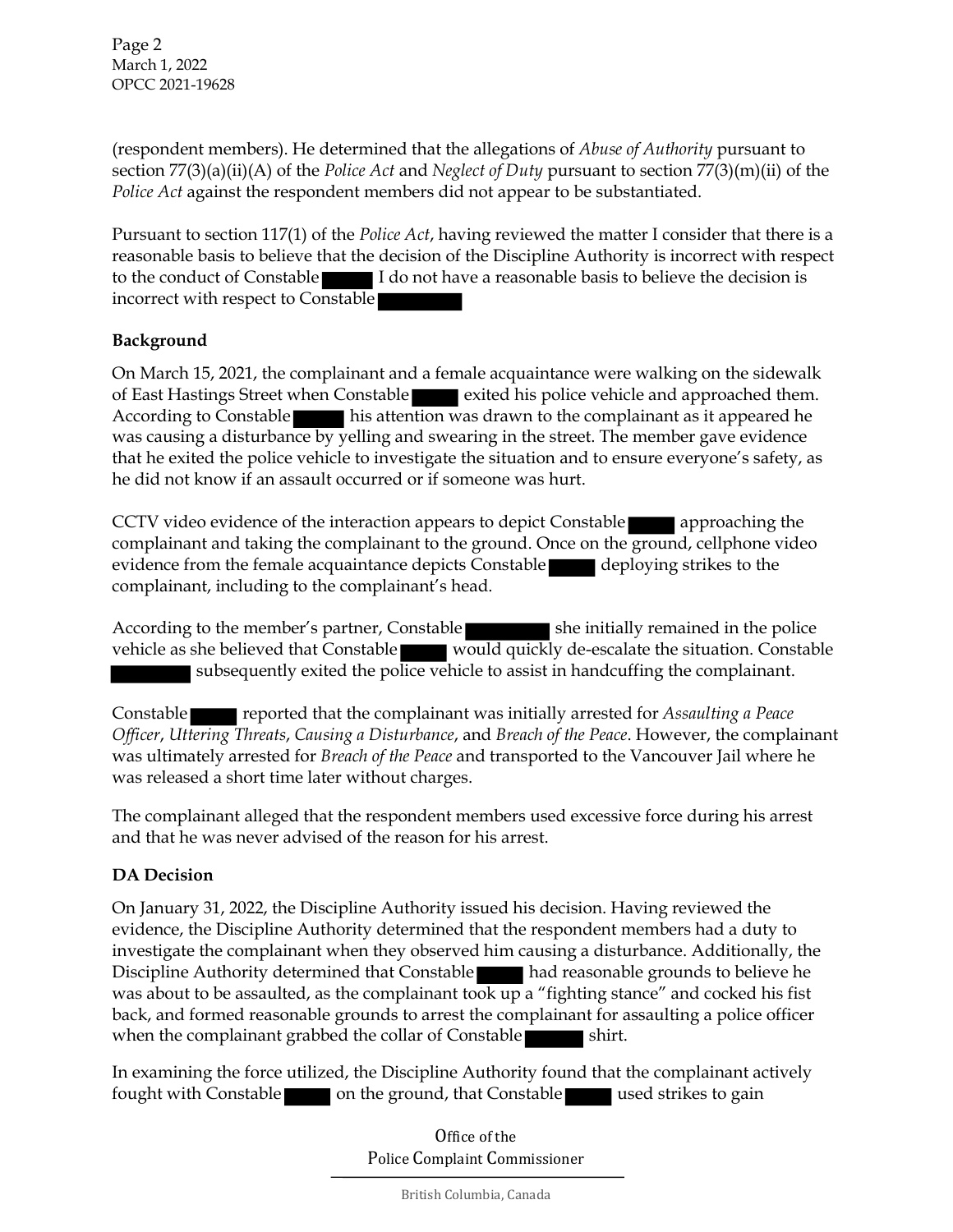(respondent members). He determined that the allegations of *Abuse of Authority* pursuant to section 77(3)(a)(ii)(A) of the *Police Act* and *Neglect of Duty* pursuant to section 77(3)(m)(ii) of the *Police Act* against the respondent members did not appear to be substantiated.

Pursuant to section 117(1) of the *Police Act*, having reviewed the matter I consider that there is a reasonable basis to believe that the decision of the Discipline Authority is incorrect with respect to the conduct of Constable ██ I do not have a reasonable basis to believe the decision is incorrect with respect to Constable ██

**Background**

On March 15, 2021, the complainant and a female acquaintance were walking on the sidewalk of East Hastings Street when Constable ██ exited his police vehicle and approached them. According to Constable ██ his attention was drawn to the complainant as it appeared he was causing a disturbance by yelling and swearing in the street. The member gave evidence that he exited the police vehicle to investigate the situation and to ensure everyone's safety, as he did not know if an assault occurred or if someone was hurt.

CCTV video evidence of the interaction appears to depict Constable ██ approaching the complainant and taking the complainant to the ground. Once on the ground, cellphone video evidence from the female acquaintance depicts Constable ██ deploying strikes to the complainant, including to the complainant's head.

According to the member's partner, Constable ██ she initially remained in the police vehicle as she believed that Constable ██ would quickly de-escalate the situation. Constable ██ subsequently exited the police vehicle to assist in handcuffing the complainant.

Constable ██ reported that the complainant was initially arrested for *Assaulting a Peace Officer*, *Uttering Threats*, *Causing a Disturbance*, and *Breach of the Peace*. However, the complainant was ultimately arrested for *Breach of the Peace* and transported to the Vancouver Jail where he was released a short time later without charges.

The complainant alleged that the respondent members used excessive force during his arrest and that he was never advised of the reason for his arrest.

**DA Decision**

On January 31, 2022, the Discipline Authority issued his decision. Having reviewed the evidence, the Discipline Authority determined that the respondent members had a duty to investigate the complainant when they observed him causing a disturbance. Additionally, the Discipline Authority determined that Constable ██ had reasonable grounds to believe he was about to be assaulted, as the complainant took up a "fighting stance" and cocked his fist back, and formed reasonable grounds to arrest the complainant for assaulting a police officer when the complainant grabbed the collar of Constable ██ shirt.

In examining the force utilized, the Discipline Authority found that the complainant actively fought with Constable ██ on the ground, that Constable ██ used strikes to gain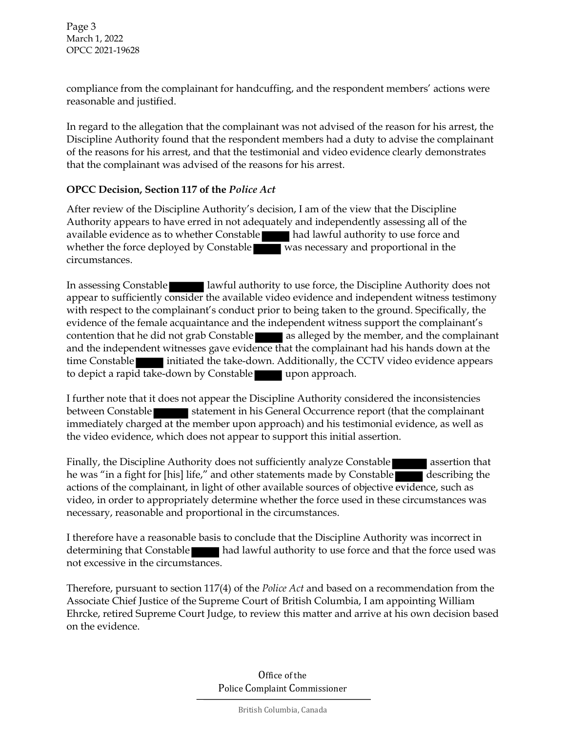compliance from the complainant for handcuffing, and the respondent members' actions were reasonable and justified.

In regard to the allegation that the complainant was not advised of the reason for his arrest, the Discipline Authority found that the respondent members had a duty to advise the complainant of the reasons for his arrest, and that the testimonial and video evidence clearly demonstrates that the complainant was advised of the reasons for his arrest.

**OPCC Decision, Section 117 of the *Police Act***

After review of the Discipline Authority's decision, I am of the view that the Discipline Authority appears to have erred in not adequately and independently assessing all of the available evidence as to whether Constable [redacted] had lawful authority to use force and whether the force deployed by Constable [redacted] was necessary and proportional in the circumstances.

In assessing Constable [redacted] lawful authority to use force, the Discipline Authority does not appear to sufficiently consider the available video evidence and independent witness testimony with respect to the complainant's conduct prior to being taken to the ground. Specifically, the evidence of the female acquaintance and the independent witness support the complainant's contention that he did not grab Constable [redacted] as alleged by the member, and the complainant and the independent witnesses gave evidence that the complainant had his hands down at the time Constable [redacted] initiated the take-down. Additionally, the CCTV video evidence appears to depict a rapid take-down by Constable [redacted] upon approach.

I further note that it does not appear the Discipline Authority considered the inconsistencies between Constable [redacted] statement in his General Occurrence report (that the complainant immediately charged at the member upon approach) and his testimonial evidence, as well as the video evidence, which does not appear to support this initial assertion.

Finally, the Discipline Authority does not sufficiently analyze Constable [redacted] assertion that he was "in a fight for [his] life," and other statements made by Constable [redacted] describing the actions of the complainant, in light of other available sources of objective evidence, such as video, in order to appropriately determine whether the force used in these circumstances was necessary, reasonable and proportional in the circumstances.

I therefore have a reasonable basis to conclude that the Discipline Authority was incorrect in determining that Constable [redacted] had lawful authority to use force and that the force used was not excessive in the circumstances.

Therefore, pursuant to section 117(4) of the *Police Act* and based on a recommendation from the Associate Chief Justice of the Supreme Court of British Columbia, I am appointing William Ehrcke, retired Supreme Court Judge, to review this matter and arrive at his own decision based on the evidence.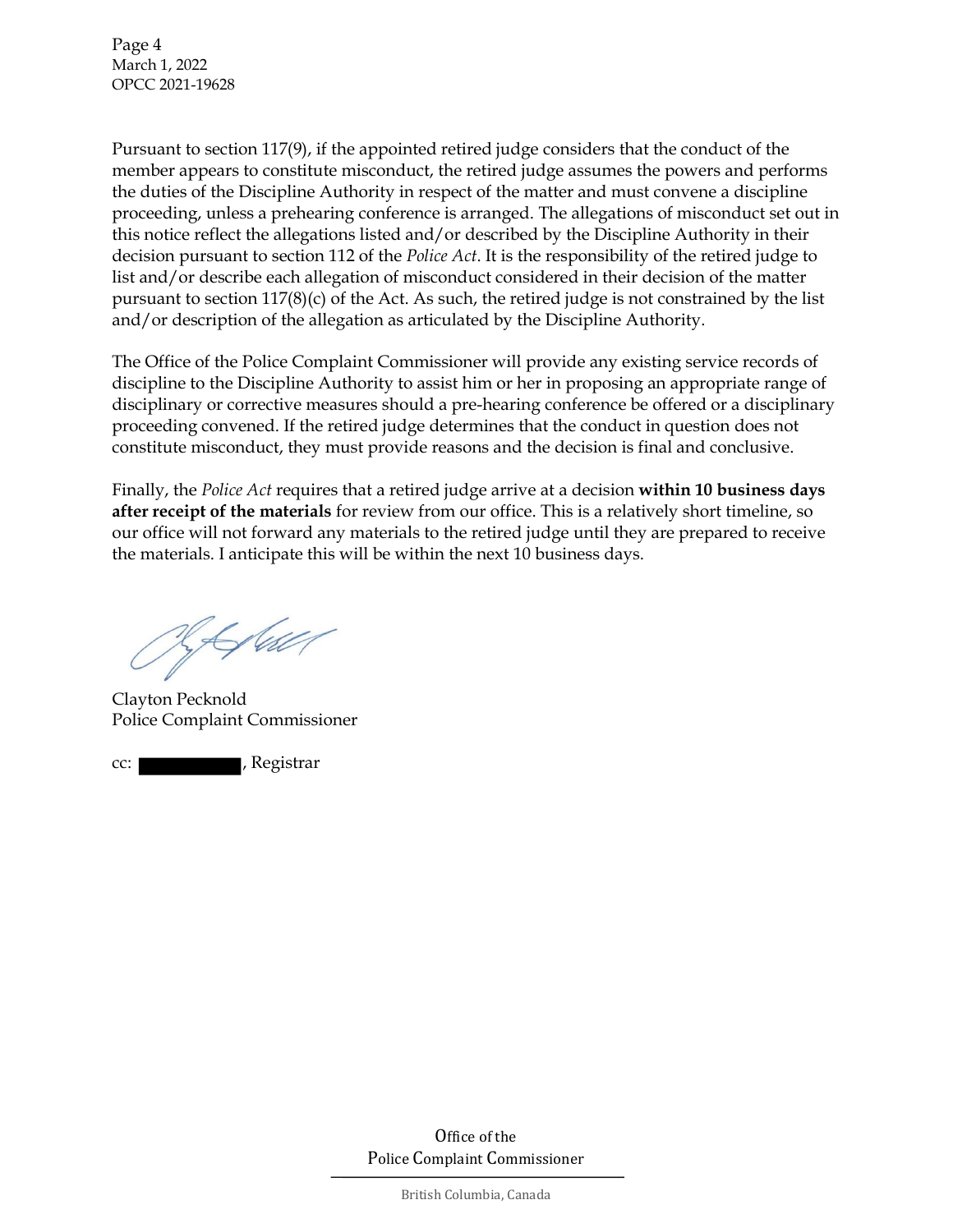Pursuant to section 117(9), if the appointed retired judge considers that the conduct of the member appears to constitute misconduct, the retired judge assumes the powers and performs the duties of the Discipline Authority in respect of the matter and must convene a discipline proceeding, unless a prehearing conference is arranged. The allegations of misconduct set out in this notice reflect the allegations listed and/or described by the Discipline Authority in their decision pursuant to section 112 of the *Police Act*. It is the responsibility of the retired judge to list and/or describe each allegation of misconduct considered in their decision of the matter pursuant to section 117(8)(c) of the Act. As such, the retired judge is not constrained by the list and/or description of the allegation as articulated by the Discipline Authority.

The Office of the Police Complaint Commissioner will provide any existing service records of discipline to the Discipline Authority to assist him or her in proposing an appropriate range of disciplinary or corrective measures should a pre-hearing conference be offered or a disciplinary proceeding convened. If the retired judge determines that the conduct in question does not constitute misconduct, they must provide reasons and the decision is final and conclusive.

Finally, the *Police Act* requires that a retired judge arrive at a decision **within 10 business days after receipt of the materials** for review from our office. This is a relatively short timeline, so our office will not forward any materials to the retired judge until they are prepared to receive the materials. I anticipate this will be within the next 10 business days.

Clayton Pecknold
Police Complaint Commissioner

cc: [redacted], Registrar